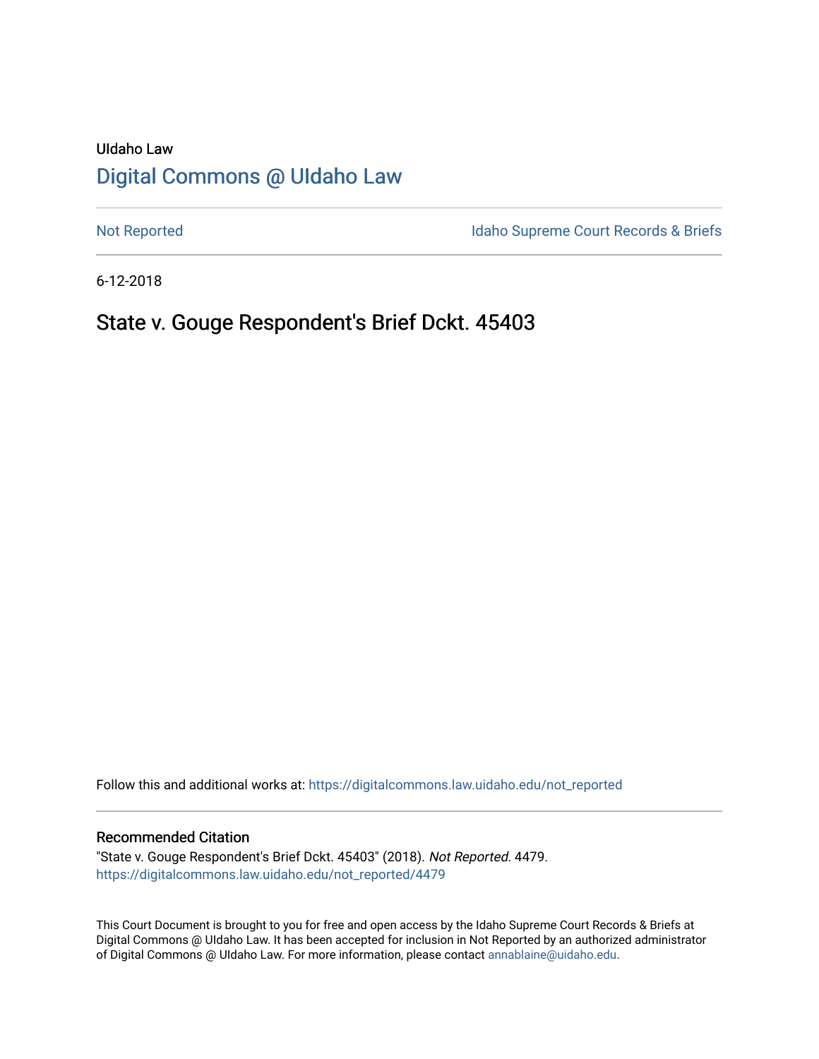UIdaho Law

# Digital Commons @ UIdaho Law

Not Reported

Idaho Supreme Court Records & Briefs

6-12-2018

## State v. Gouge Respondent's Brief Dckt. 45403

Follow this and additional works at: https://digitalcommons.law.uidaho.edu/not_reported

### Recommended Citation

"State v. Gouge Respondent's Brief Dckt. 45403" (2018). *Not Reported*. 4479.
https://digitalcommons.law.uidaho.edu/not_reported/4479

This Court Document is brought to you for free and open access by the Idaho Supreme Court Records & Briefs at Digital Commons @ UIdaho Law. It has been accepted for inclusion in Not Reported by an authorized administrator of Digital Commons @ UIdaho Law. For more information, please contact annablaine@uidaho.edu.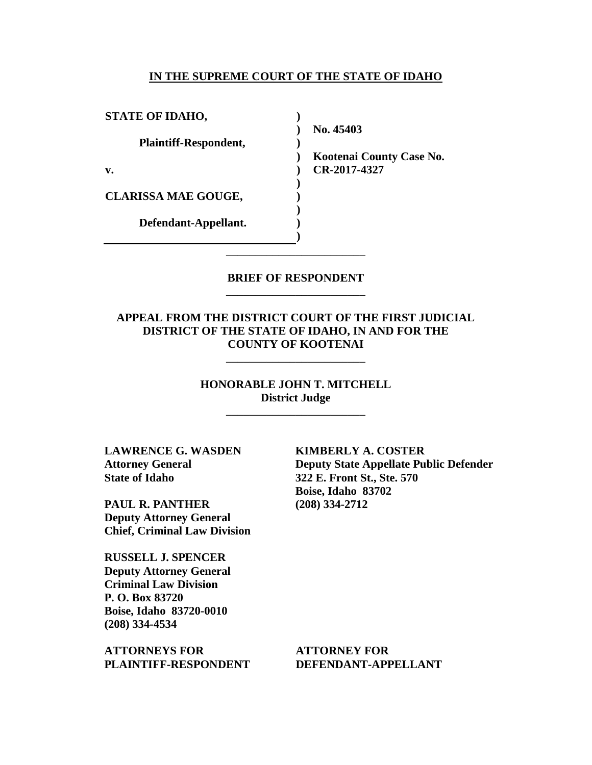**IN THE SUPREME COURT OF THE STATE OF IDAHO**

| | | |
|---|---|---|
| **STATE OF IDAHO,** | ) | |
| | ) | **No. 45403** |
| **Plaintiff-Respondent,** | ) | |
| | ) | **Kootenai County Case No.** |
| **v.** | ) | **CR-2017-4327** |
| | ) | |
| **CLARISSA MAE GOUGE,** | ) | |
| | ) | |
| **Defendant-Appellant.** | ) | |
| | ) | |

---

**BRIEF OF RESPONDENT**

---

**APPEAL FROM THE DISTRICT COURT OF THE FIRST JUDICIAL DISTRICT OF THE STATE OF IDAHO, IN AND FOR THE COUNTY OF KOOTENAI**

---

**HONORABLE JOHN T. MITCHELL**
**District Judge**

---

**LAWRENCE G. WASDEN**
**Attorney General**
**State of Idaho**

**PAUL R. PANTHER**
**Deputy Attorney General**
**Chief, Criminal Law Division**

**RUSSELL J. SPENCER**
**Deputy Attorney General**
**Criminal Law Division**
**P. O. Box 83720**
**Boise, Idaho 83720-0010**
**(208) 334-4534**

**ATTORNEYS FOR**
**PLAINTIFF-RESPONDENT**

**KIMBERLY A. COSTER**
**Deputy State Appellate Public Defender**
**322 E. Front St., Ste. 570**
**Boise, Idaho 83702**
**(208) 334-2712**

**ATTORNEY FOR**
**DEFENDANT-APPELLANT**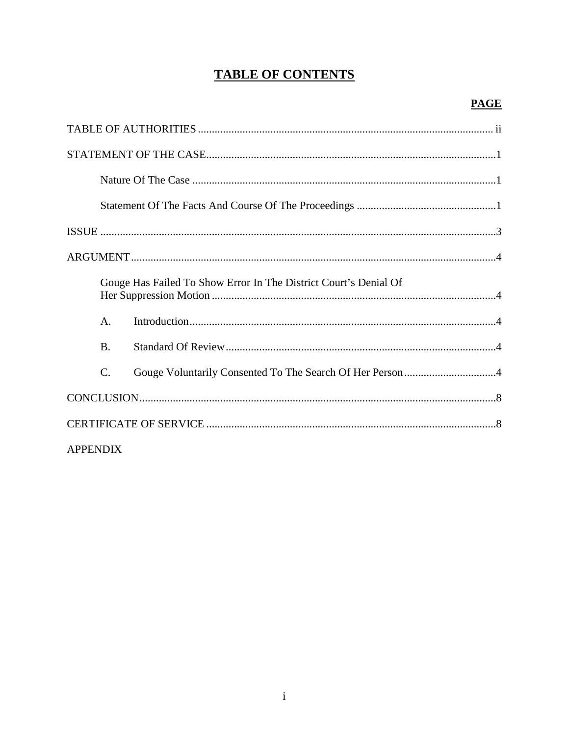# TABLE OF CONTENTS

| | PAGE |
|---|---|
| TABLE OF AUTHORITIES | ii |
| STATEMENT OF THE CASE | 1 |
| Nature Of The Case | 1 |
| Statement Of The Facts And Course Of The Proceedings | 1 |
| ISSUE | 3 |
| ARGUMENT | 4 |
| Gouge Has Failed To Show Error In The District Court's Denial Of Her Suppression Motion | 4 |
| A. Introduction | 4 |
| B. Standard Of Review | 4 |
| C. Gouge Voluntarily Consented To The Search Of Her Person | 4 |
| CONCLUSION | 8 |
| CERTIFICATE OF SERVICE | 8 |
| APPENDIX | |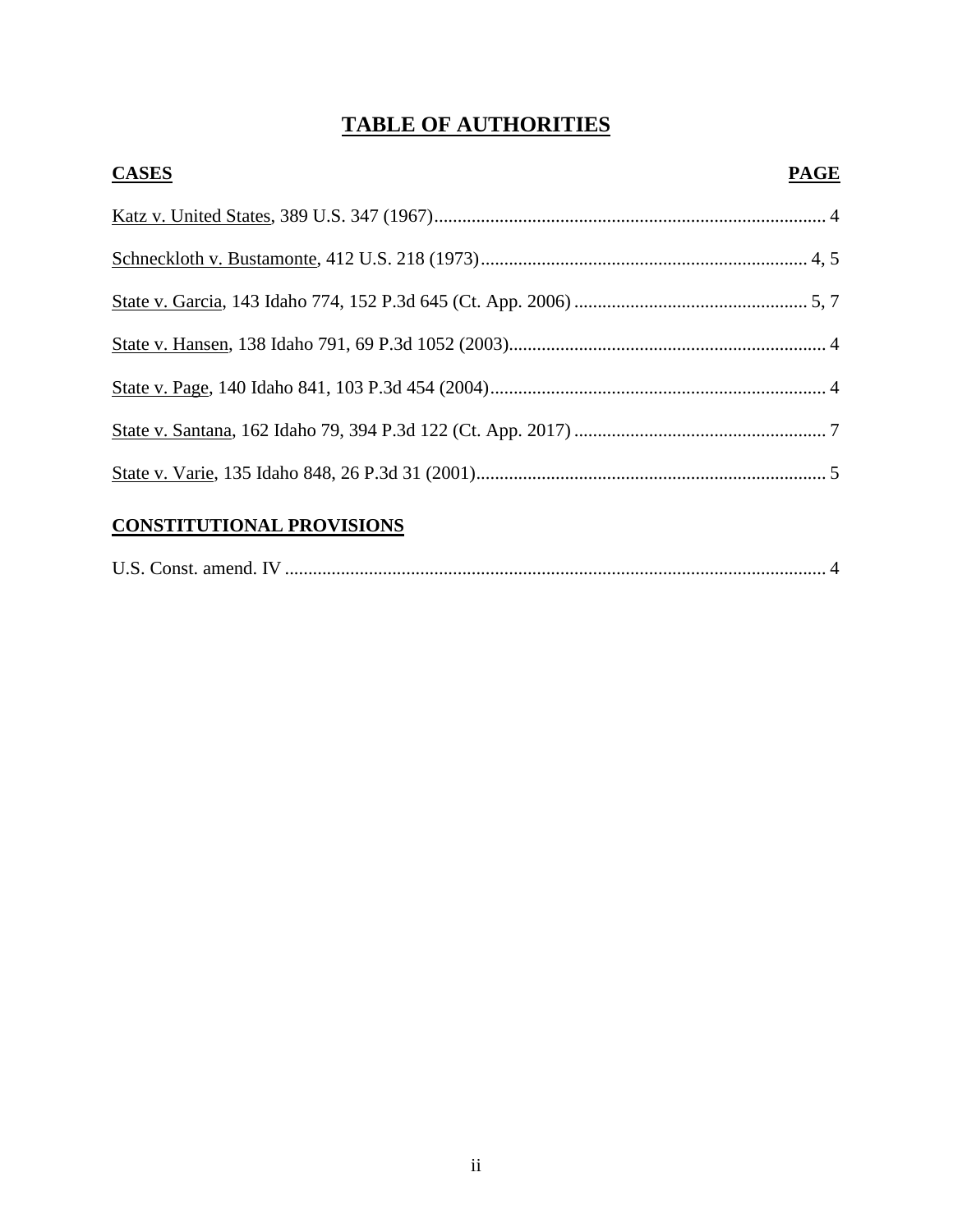# TABLE OF AUTHORITIES

| CASES | PAGE |
|---|---|
| Katz v. United States, 389 U.S. 347 (1967) | 4 |
| Schneckloth v. Bustamonte, 412 U.S. 218 (1973) | 4, 5 |
| State v. Garcia, 143 Idaho 774, 152 P.3d 645 (Ct. App. 2006) | 5, 7 |
| State v. Hansen, 138 Idaho 791, 69 P.3d 1052 (2003) | 4 |
| State v. Page, 140 Idaho 841, 103 P.3d 454 (2004) | 4 |
| State v. Santana, 162 Idaho 79, 394 P.3d 122 (Ct. App. 2017) | 7 |
| State v. Varie, 135 Idaho 848, 26 P.3d 31 (2001) | 5 |

| CONSTITUTIONAL PROVISIONS | |
|---|---|
| U.S. Const. amend. IV | 4 |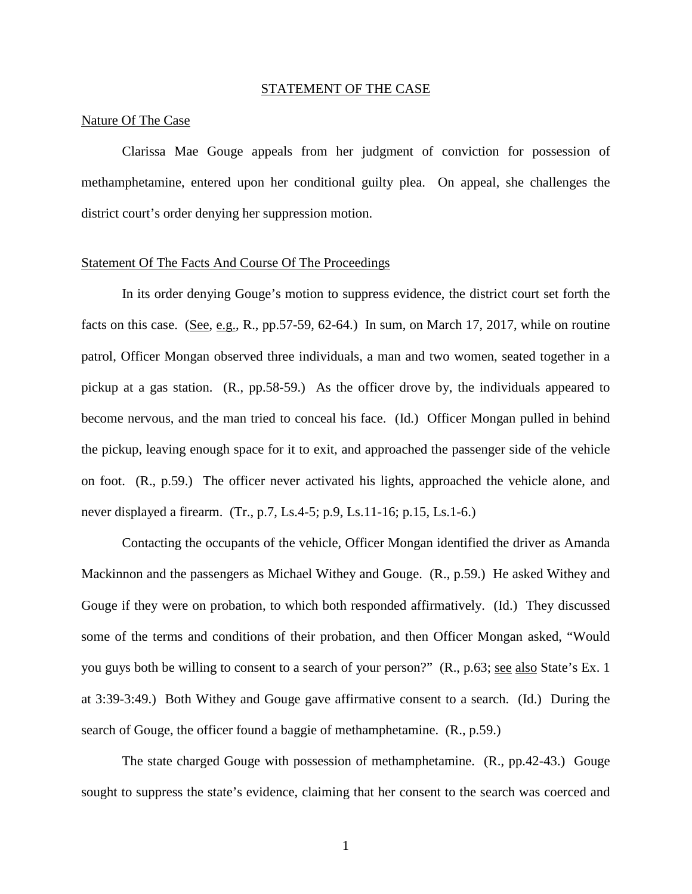## STATEMENT OF THE CASE

### Nature Of The Case

Clarissa Mae Gouge appeals from her judgment of conviction for possession of methamphetamine, entered upon her conditional guilty plea. On appeal, she challenges the district court's order denying her suppression motion.

### Statement Of The Facts And Course Of The Proceedings

In its order denying Gouge's motion to suppress evidence, the district court set forth the facts on this case. (See, e.g., R., pp.57-59, 62-64.) In sum, on March 17, 2017, while on routine patrol, Officer Mongan observed three individuals, a man and two women, seated together in a pickup at a gas station. (R., pp.58-59.) As the officer drove by, the individuals appeared to become nervous, and the man tried to conceal his face. (Id.) Officer Mongan pulled in behind the pickup, leaving enough space for it to exit, and approached the passenger side of the vehicle on foot. (R., p.59.) The officer never activated his lights, approached the vehicle alone, and never displayed a firearm. (Tr., p.7, Ls.4-5; p.9, Ls.11-16; p.15, Ls.1-6.)

Contacting the occupants of the vehicle, Officer Mongan identified the driver as Amanda Mackinnon and the passengers as Michael Withey and Gouge. (R., p.59.) He asked Withey and Gouge if they were on probation, to which both responded affirmatively. (Id.) They discussed some of the terms and conditions of their probation, and then Officer Mongan asked, "Would you guys both be willing to consent to a search of your person?" (R., p.63; see also State's Ex. 1 at 3:39-3:49.) Both Withey and Gouge gave affirmative consent to a search. (Id.) During the search of Gouge, the officer found a baggie of methamphetamine. (R., p.59.)

The state charged Gouge with possession of methamphetamine. (R., pp.42-43.) Gouge sought to suppress the state's evidence, claiming that her consent to the search was coerced and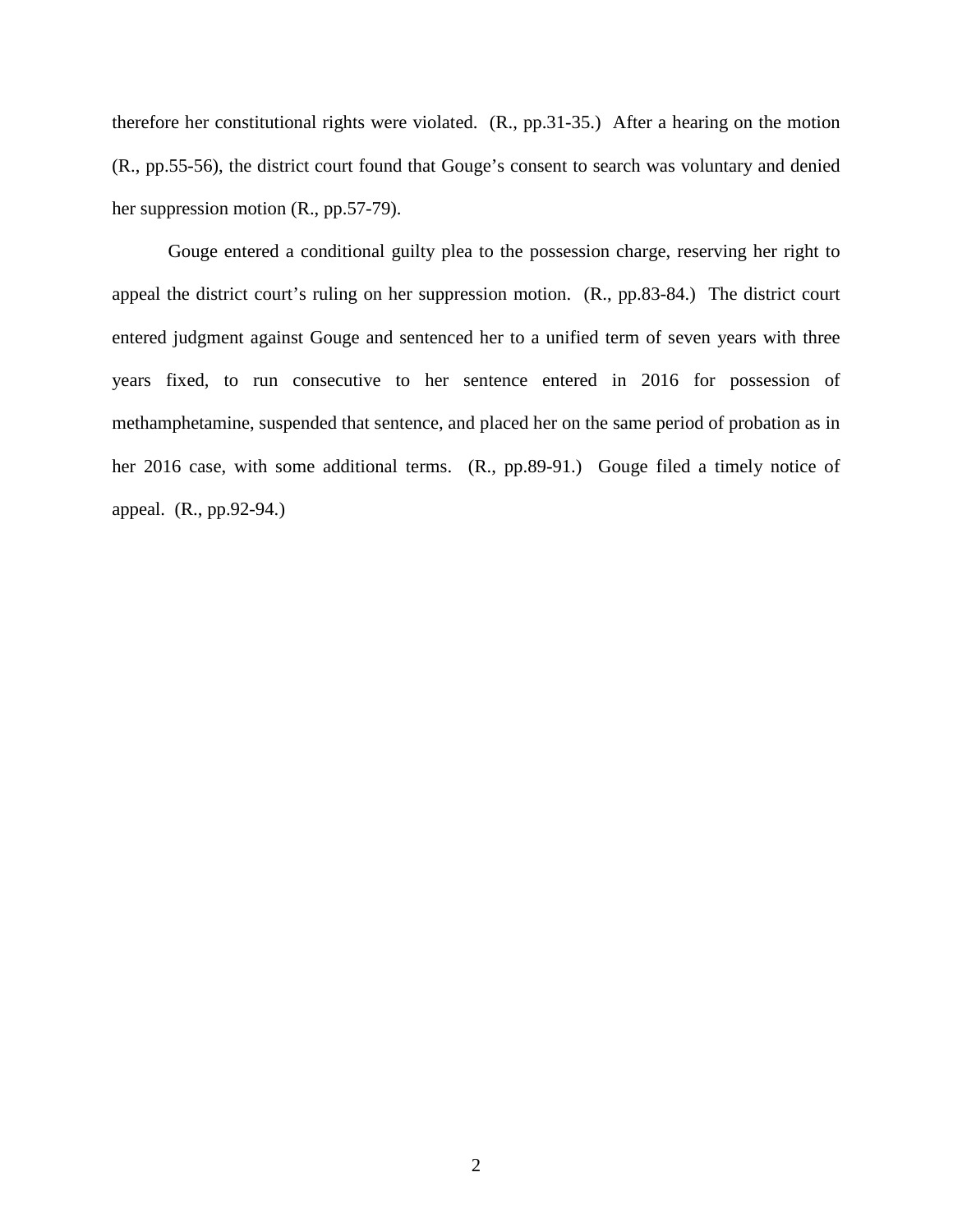therefore her constitutional rights were violated. (R., pp.31-35.) After a hearing on the motion (R., pp.55-56), the district court found that Gouge's consent to search was voluntary and denied her suppression motion (R., pp.57-79).

Gouge entered a conditional guilty plea to the possession charge, reserving her right to appeal the district court's ruling on her suppression motion. (R., pp.83-84.) The district court entered judgment against Gouge and sentenced her to a unified term of seven years with three years fixed, to run consecutive to her sentence entered in 2016 for possession of methamphetamine, suspended that sentence, and placed her on the same period of probation as in her 2016 case, with some additional terms. (R., pp.89-91.) Gouge filed a timely notice of appeal. (R., pp.92-94.)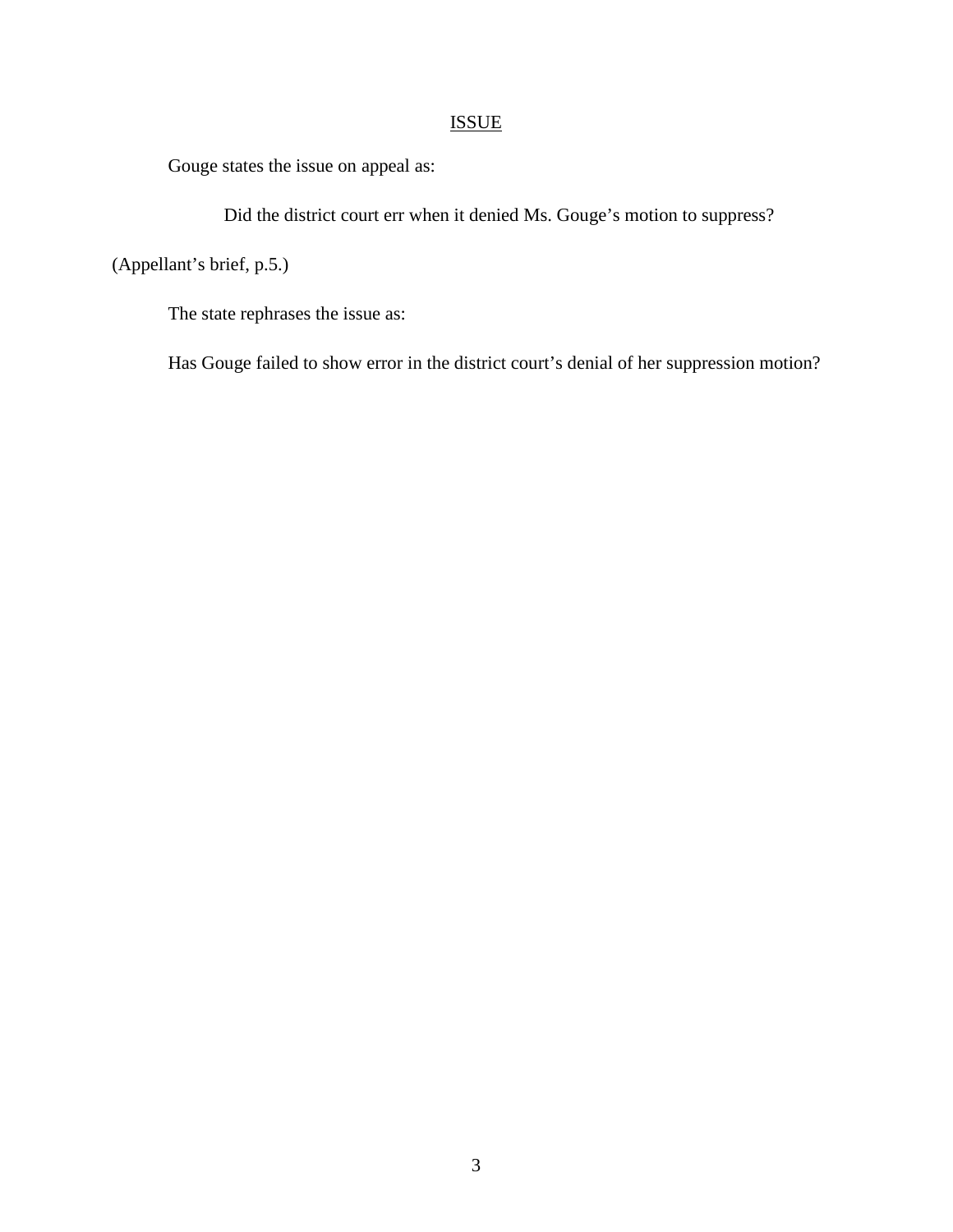## ISSUE

Gouge states the issue on appeal as:

> Did the district court err when it denied Ms. Gouge's motion to suppress?

(Appellant's brief, p.5.)

The state rephrases the issue as:

Has Gouge failed to show error in the district court's denial of her suppression motion?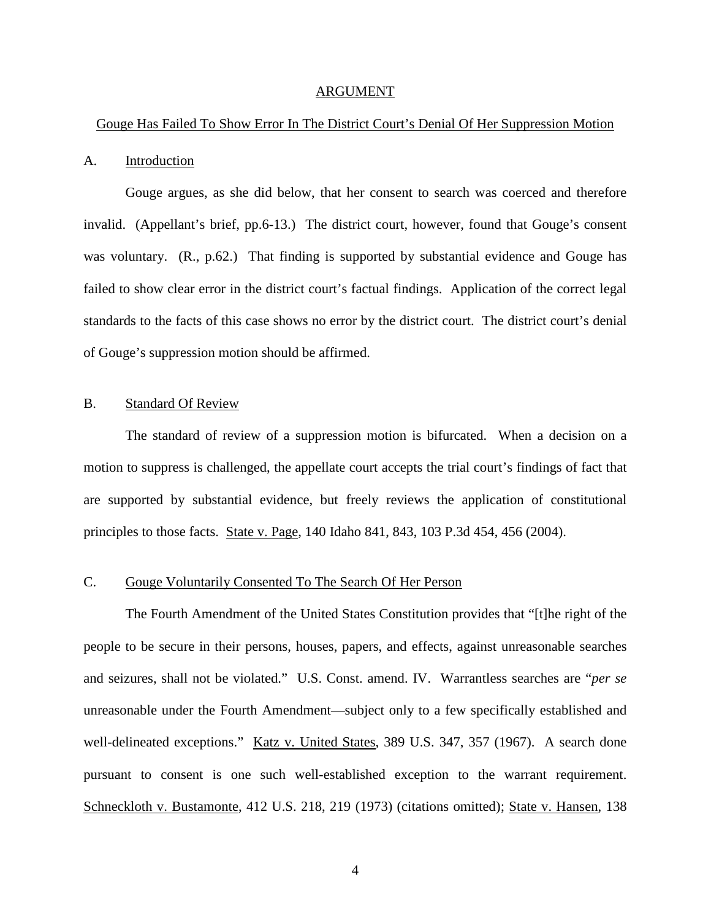# ARGUMENT

## Gouge Has Failed To Show Error In The District Court's Denial Of Her Suppression Motion

### A. Introduction

Gouge argues, as she did below, that her consent to search was coerced and therefore invalid. (Appellant's brief, pp.6-13.) The district court, however, found that Gouge's consent was voluntary. (R., p.62.) That finding is supported by substantial evidence and Gouge has failed to show clear error in the district court's factual findings. Application of the correct legal standards to the facts of this case shows no error by the district court. The district court's denial of Gouge's suppression motion should be affirmed.

### B. Standard Of Review

The standard of review of a suppression motion is bifurcated. When a decision on a motion to suppress is challenged, the appellate court accepts the trial court's findings of fact that are supported by substantial evidence, but freely reviews the application of constitutional principles to those facts. State v. Page, 140 Idaho 841, 843, 103 P.3d 454, 456 (2004).

### C. Gouge Voluntarily Consented To The Search Of Her Person

The Fourth Amendment of the United States Constitution provides that "[t]he right of the people to be secure in their persons, houses, papers, and effects, against unreasonable searches and seizures, shall not be violated." U.S. Const. amend. IV. Warrantless searches are "*per se* unreasonable under the Fourth Amendment—subject only to a few specifically established and well-delineated exceptions." Katz v. United States, 389 U.S. 347, 357 (1967). A search done pursuant to consent is one such well-established exception to the warrant requirement. Schneckloth v. Bustamonte, 412 U.S. 218, 219 (1973) (citations omitted); State v. Hansen, 138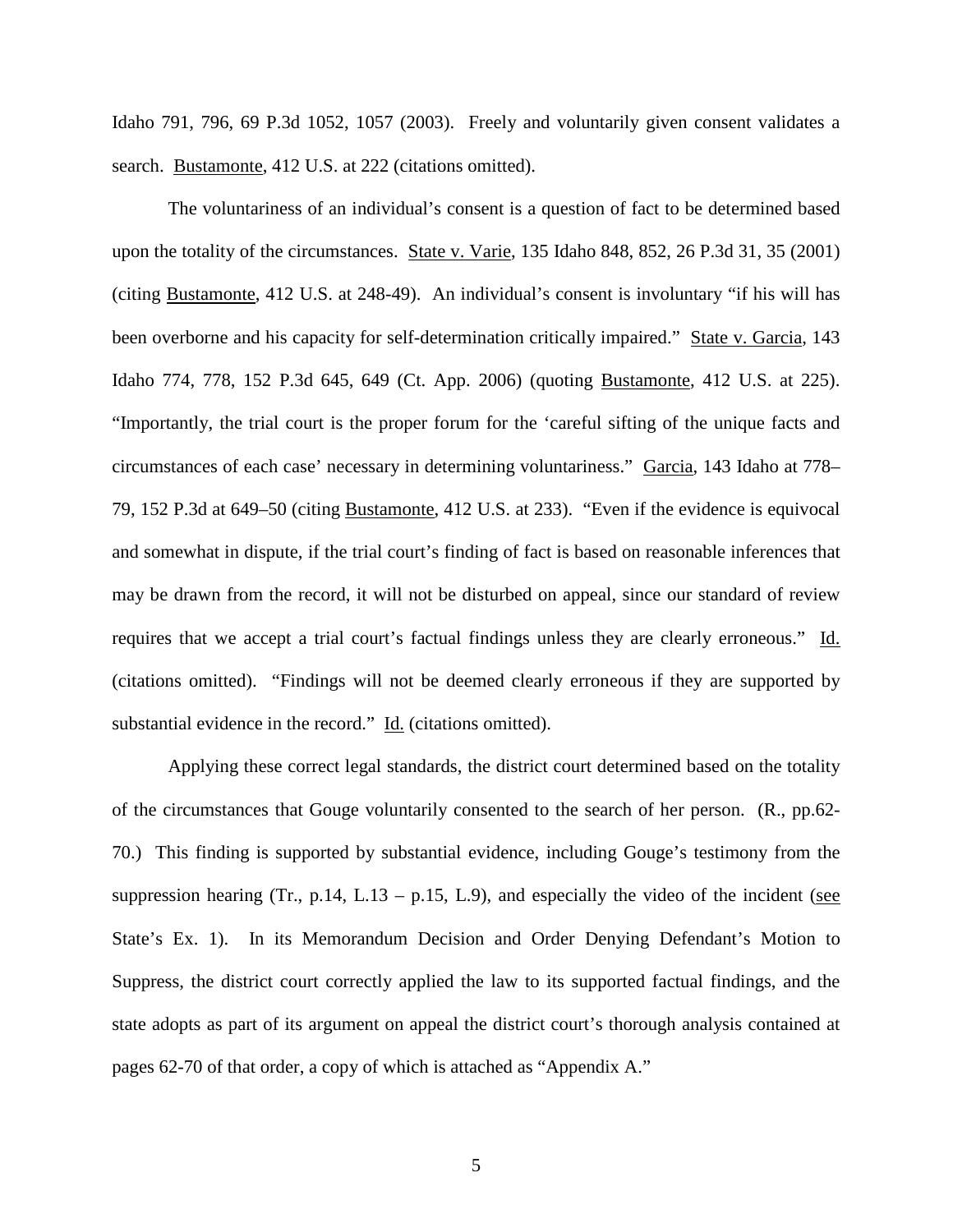Idaho 791, 796, 69 P.3d 1052, 1057 (2003). Freely and voluntarily given consent validates a search. Bustamonte, 412 U.S. at 222 (citations omitted).

The voluntariness of an individual's consent is a question of fact to be determined based upon the totality of the circumstances. State v. Varie, 135 Idaho 848, 852, 26 P.3d 31, 35 (2001) (citing Bustamonte, 412 U.S. at 248-49). An individual's consent is involuntary "if his will has been overborne and his capacity for self-determination critically impaired." State v. Garcia, 143 Idaho 774, 778, 152 P.3d 645, 649 (Ct. App. 2006) (quoting Bustamonte, 412 U.S. at 225). "Importantly, the trial court is the proper forum for the 'careful sifting of the unique facts and circumstances of each case' necessary in determining voluntariness." Garcia, 143 Idaho at 778–79, 152 P.3d at 649–50 (citing Bustamonte, 412 U.S. at 233). "Even if the evidence is equivocal and somewhat in dispute, if the trial court's finding of fact is based on reasonable inferences that may be drawn from the record, it will not be disturbed on appeal, since our standard of review requires that we accept a trial court's factual findings unless they are clearly erroneous." Id. (citations omitted). "Findings will not be deemed clearly erroneous if they are supported by substantial evidence in the record." Id. (citations omitted).

Applying these correct legal standards, the district court determined based on the totality of the circumstances that Gouge voluntarily consented to the search of her person. (R., pp.62-70.) This finding is supported by substantial evidence, including Gouge's testimony from the suppression hearing (Tr., p.14, L.13 – p.15, L.9), and especially the video of the incident (see State's Ex. 1). In its Memorandum Decision and Order Denying Defendant's Motion to Suppress, the district court correctly applied the law to its supported factual findings, and the state adopts as part of its argument on appeal the district court's thorough analysis contained at pages 62-70 of that order, a copy of which is attached as "Appendix A."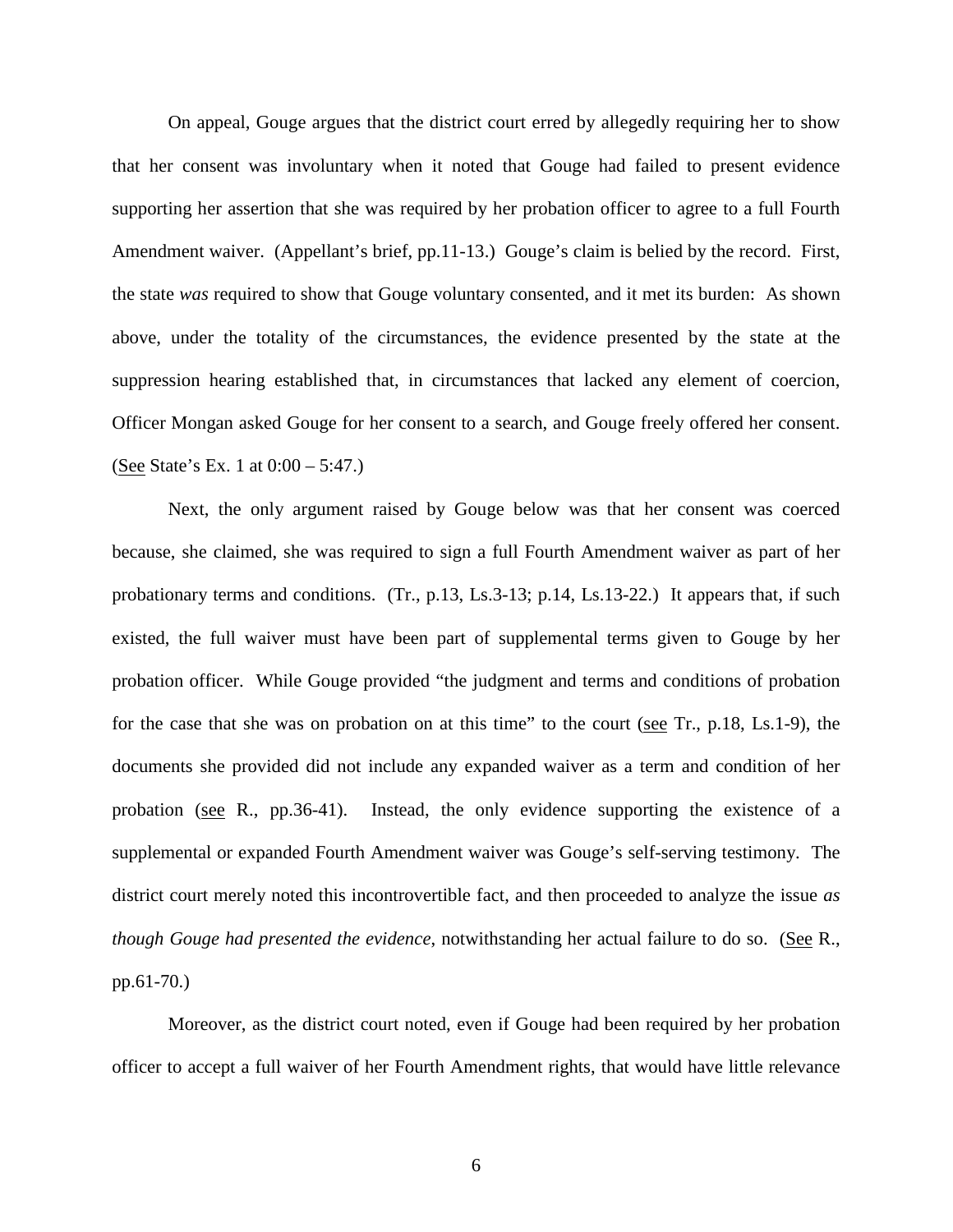On appeal, Gouge argues that the district court erred by allegedly requiring her to show that her consent was involuntary when it noted that Gouge had failed to present evidence supporting her assertion that she was required by her probation officer to agree to a full Fourth Amendment waiver. (Appellant's brief, pp.11-13.) Gouge's claim is belied by the record. First, the state *was* required to show that Gouge voluntary consented, and it met its burden: As shown above, under the totality of the circumstances, the evidence presented by the state at the suppression hearing established that, in circumstances that lacked any element of coercion, Officer Mongan asked Gouge for her consent to a search, and Gouge freely offered her consent. (See State's Ex. 1 at 0:00 – 5:47.)

Next, the only argument raised by Gouge below was that her consent was coerced because, she claimed, she was required to sign a full Fourth Amendment waiver as part of her probationary terms and conditions. (Tr., p.13, Ls.3-13; p.14, Ls.13-22.) It appears that, if such existed, the full waiver must have been part of supplemental terms given to Gouge by her probation officer. While Gouge provided "the judgment and terms and conditions of probation for the case that she was on probation on at this time" to the court (see Tr., p.18, Ls.1-9), the documents she provided did not include any expanded waiver as a term and condition of her probation (see R., pp.36-41). Instead, the only evidence supporting the existence of a supplemental or expanded Fourth Amendment waiver was Gouge's self-serving testimony. The district court merely noted this incontrovertible fact, and then proceeded to analyze the issue *as though Gouge had presented the evidence*, notwithstanding her actual failure to do so. (See R., pp.61-70.)

Moreover, as the district court noted, even if Gouge had been required by her probation officer to accept a full waiver of her Fourth Amendment rights, that would have little relevance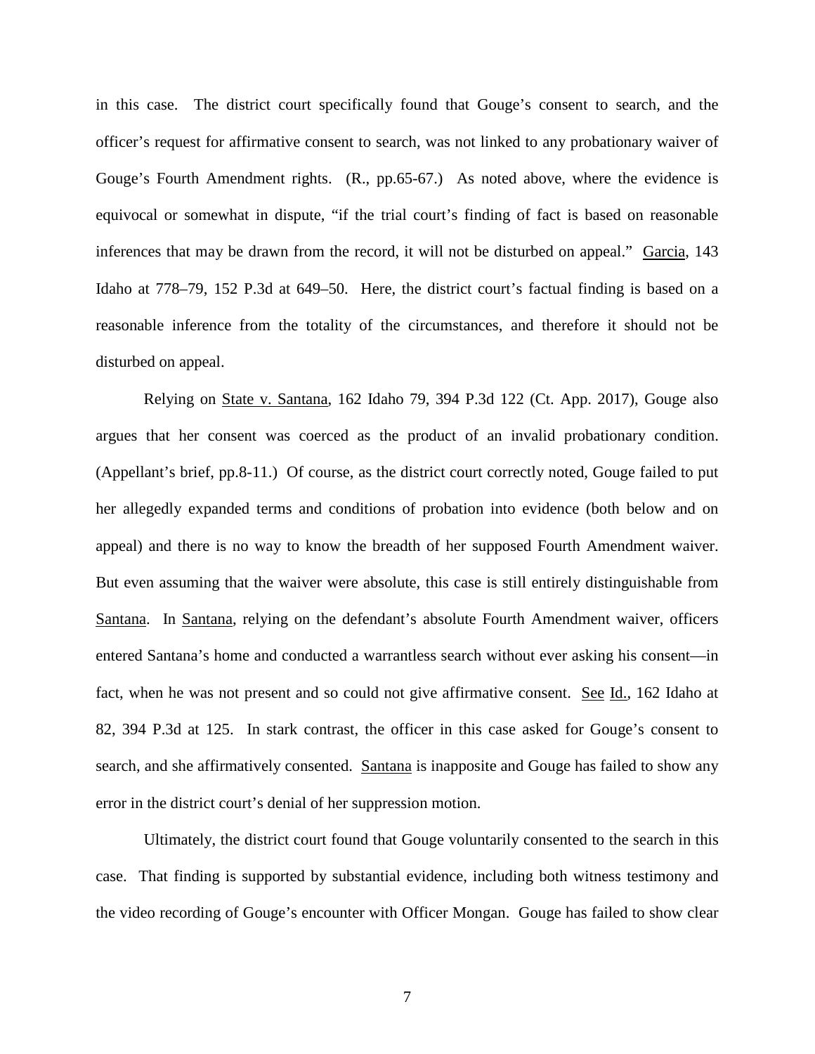in this case. The district court specifically found that Gouge's consent to search, and the officer's request for affirmative consent to search, was not linked to any probationary waiver of Gouge's Fourth Amendment rights. (R., pp.65-67.) As noted above, where the evidence is equivocal or somewhat in dispute, "if the trial court's finding of fact is based on reasonable inferences that may be drawn from the record, it will not be disturbed on appeal." Garcia, 143 Idaho at 778–79, 152 P.3d at 649–50. Here, the district court's factual finding is based on a reasonable inference from the totality of the circumstances, and therefore it should not be disturbed on appeal.

Relying on State v. Santana, 162 Idaho 79, 394 P.3d 122 (Ct. App. 2017), Gouge also argues that her consent was coerced as the product of an invalid probationary condition. (Appellant's brief, pp.8-11.) Of course, as the district court correctly noted, Gouge failed to put her allegedly expanded terms and conditions of probation into evidence (both below and on appeal) and there is no way to know the breadth of her supposed Fourth Amendment waiver. But even assuming that the waiver were absolute, this case is still entirely distinguishable from Santana. In Santana, relying on the defendant's absolute Fourth Amendment waiver, officers entered Santana's home and conducted a warrantless search without ever asking his consent—in fact, when he was not present and so could not give affirmative consent. See Id., 162 Idaho at 82, 394 P.3d at 125. In stark contrast, the officer in this case asked for Gouge's consent to search, and she affirmatively consented. Santana is inapposite and Gouge has failed to show any error in the district court's denial of her suppression motion.

Ultimately, the district court found that Gouge voluntarily consented to the search in this case. That finding is supported by substantial evidence, including both witness testimony and the video recording of Gouge's encounter with Officer Mongan. Gouge has failed to show clear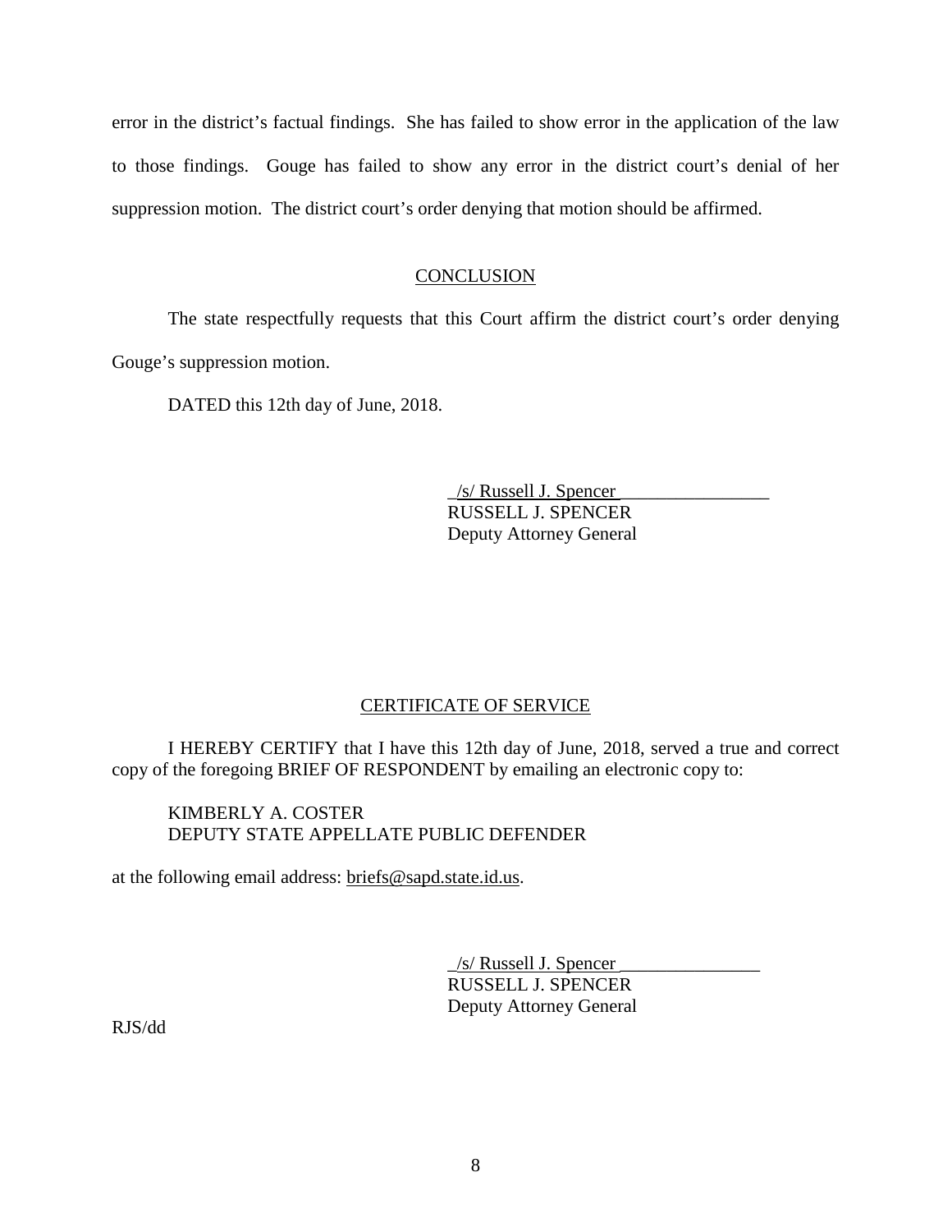error in the district's factual findings. She has failed to show error in the application of the law to those findings. Gouge has failed to show any error in the district court's denial of her suppression motion. The district court's order denying that motion should be affirmed.

## CONCLUSION

The state respectfully requests that this Court affirm the district court's order denying Gouge's suppression motion.

DATED this 12th day of June, 2018.

_/s/ Russell J. Spencer_
RUSSELL J. SPENCER
Deputy Attorney General

## CERTIFICATE OF SERVICE

I HEREBY CERTIFY that I have this 12th day of June, 2018, served a true and correct copy of the foregoing BRIEF OF RESPONDENT by emailing an electronic copy to:

KIMBERLY A. COSTER
DEPUTY STATE APPELLATE PUBLIC DEFENDER

at the following email address: briefs@sapd.state.id.us.

_/s/ Russell J. Spencer_
RUSSELL J. SPENCER
Deputy Attorney General

RJS/dd